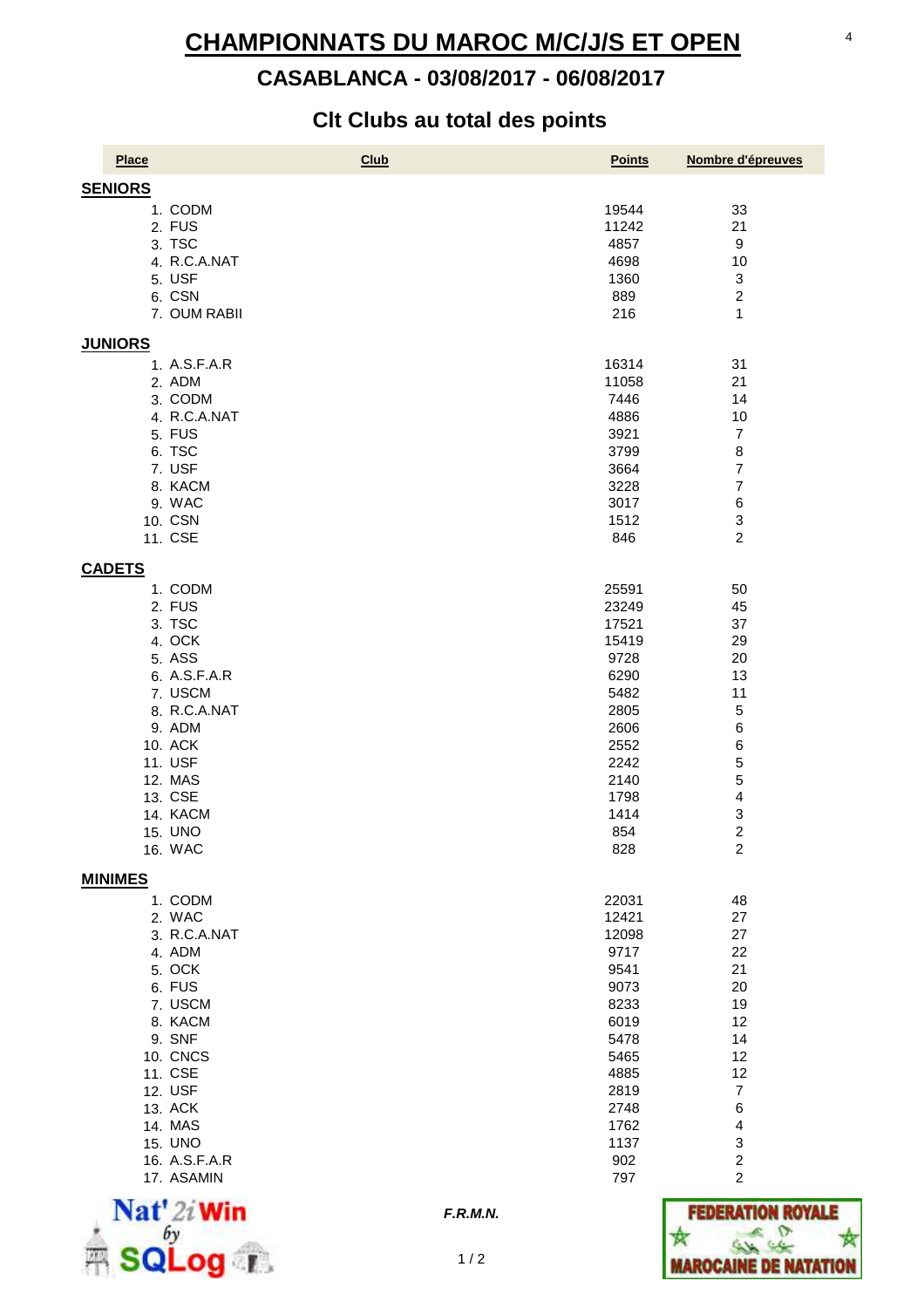# CHAMPIONNATS DU MAROC M/C/J/S ET OPEN

## CASABLANCA - 03/08/2017 - 06/08/2017

### Clt Clubs au total des points

| Place | Club | Points | Nombre d'épreuves |
|---|---|---|---|
| **SENIORS** | | | |
| 1. | CODM | 19544 | 33 |
| 2. | FUS | 11242 | 21 |
| 3. | TSC | 4857 | 9 |
| 4. | R.C.A.NAT | 4698 | 10 |
| 5. | USF | 1360 | 3 |
| 6. | CSN | 889 | 2 |
| 7. | OUM RABII | 216 | 1 |
| **JUNIORS** | | | |
| 1. | A.S.F.A.R | 16314 | 31 |
| 2. | ADM | 11058 | 21 |
| 3. | CODM | 7446 | 14 |
| 4. | R.C.A.NAT | 4886 | 10 |
| 5. | FUS | 3921 | 7 |
| 6. | TSC | 3799 | 8 |
| 7. | USF | 3664 | 7 |
| 8. | KACM | 3228 | 7 |
| 9. | WAC | 3017 | 6 |
| 10. | CSN | 1512 | 3 |
| 11. | CSE | 846 | 2 |
| **CADETS** | | | |
| 1. | CODM | 25591 | 50 |
| 2. | FUS | 23249 | 45 |
| 3. | TSC | 17521 | 37 |
| 4. | OCK | 15419 | 29 |
| 5. | ASS | 9728 | 20 |
| 6. | A.S.F.A.R | 6290 | 13 |
| 7. | USCM | 5482 | 11 |
| 8. | R.C.A.NAT | 2805 | 5 |
| 9. | ADM | 2606 | 6 |
| 10. | ACK | 2552 | 6 |
| 11. | USF | 2242 | 5 |
| 12. | MAS | 2140 | 5 |
| 13. | CSE | 1798 | 4 |
| 14. | KACM | 1414 | 3 |
| 15. | UNO | 854 | 2 |
| 16. | WAC | 828 | 2 |
| **MINIMES** | | | |
| 1. | CODM | 22031 | 48 |
| 2. | WAC | 12421 | 27 |
| 3. | R.C.A.NAT | 12098 | 27 |
| 4. | ADM | 9717 | 22 |
| 5. | OCK | 9541 | 21 |
| 6. | FUS | 9073 | 20 |
| 7. | USCM | 8233 | 19 |
| 8. | KACM | 6019 | 12 |
| 9. | SNF | 5478 | 14 |
| 10. | CNCS | 5465 | 12 |
| 11. | CSE | 4885 | 12 |
| 12. | USF | 2819 | 7 |
| 13. | ACK | 2748 | 6 |
| 14. | MAS | 1762 | 4 |
| 15. | UNO | 1137 | 3 |
| 16. | A.S.F.A.R | 902 | 2 |
| 17. | ASAMIN | 797 | 2 |

*F.R.M.N.*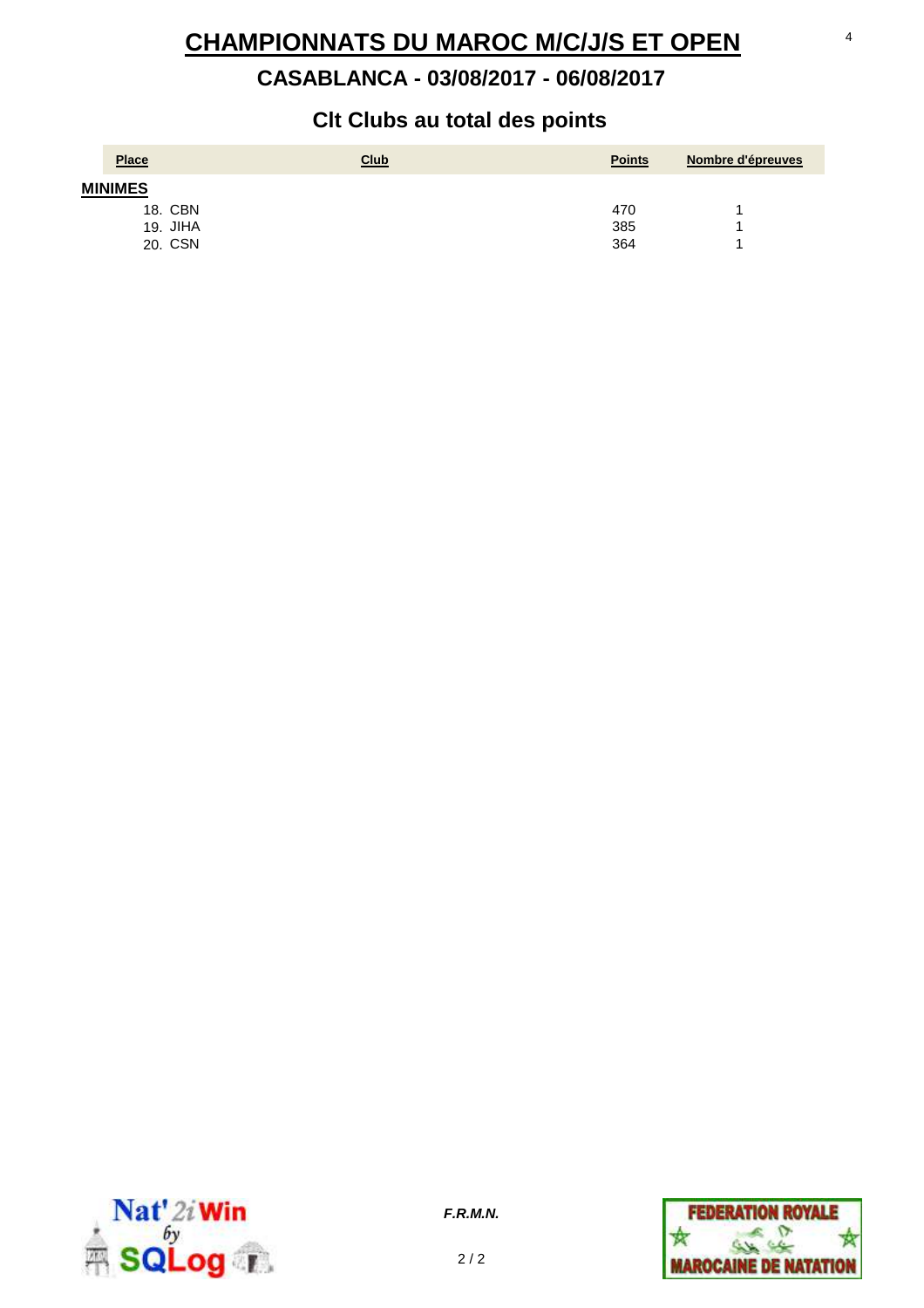# CHAMPIONNATS DU MAROC M/C/J/S ET OPEN

## CASABLANCA - 03/08/2017 - 06/08/2017

### Clt Clubs au total des points

| Place | Club | Points | Nombre d'épreuves |
|---|---|---|---|
| **MINIMES** | | | |
| 18. | CBN | 470 | 1 |
| 19. | JIHA | 385 | 1 |
| 20. | CSN | 364 | 1 |

*F.R.M.N.*